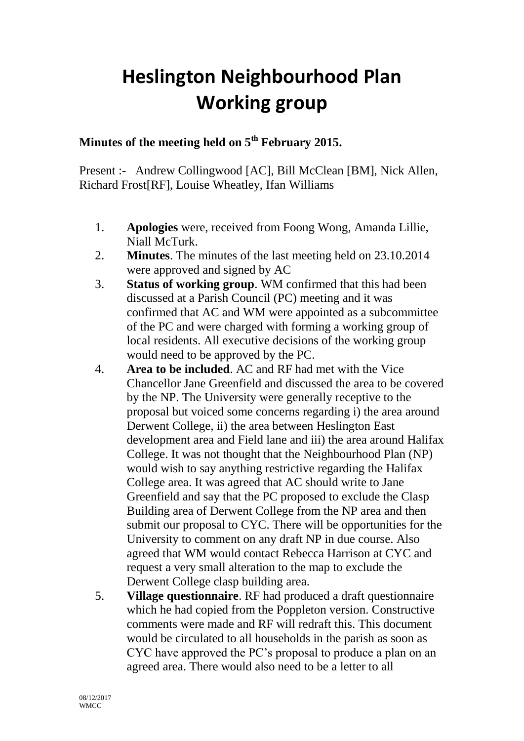# Heslington Neighbourhood Plan Working group

**Minutes of the meeting held on 5th February 2015.**

Present :- Andrew Collingwood [AC], Bill McClean [BM], Nick Allen, Richard Frost[RF], Louise Wheatley, Ifan Williams

1. **Apologies** were, received from Foong Wong, Amanda Lillie, Niall McTurk.
2. **Minutes**. The minutes of the last meeting held on 23.10.2014 were approved and signed by AC
3. **Status of working group**. WM confirmed that this had been discussed at a Parish Council (PC) meeting and it was confirmed that AC and WM were appointed as a subcommittee of the PC and were charged with forming a working group of local residents. All executive decisions of the working group would need to be approved by the PC.
4. **Area to be included**. AC and RF had met with the Vice Chancellor Jane Greenfield and discussed the area to be covered by the NP. The University were generally receptive to the proposal but voiced some concerns regarding i) the area around Derwent College, ii) the area between Heslington East development area and Field lane and iii) the area around Halifax College. It was not thought that the Neighbourhood Plan (NP) would wish to say anything restrictive regarding the Halifax College area. It was agreed that AC should write to Jane Greenfield and say that the PC proposed to exclude the Clasp Building area of Derwent College from the NP area and then submit our proposal to CYC. There will be opportunities for the University to comment on any draft NP in due course. Also agreed that WM would contact Rebecca Harrison at CYC and request a very small alteration to the map to exclude the Derwent College clasp building area.
5. **Village questionnaire**. RF had produced a draft questionnaire which he had copied from the Poppleton version. Constructive comments were made and RF will redraft this. This document would be circulated to all households in the parish as soon as CYC have approved the PC's proposal to produce a plan on an agreed area. There would also need to be a letter to all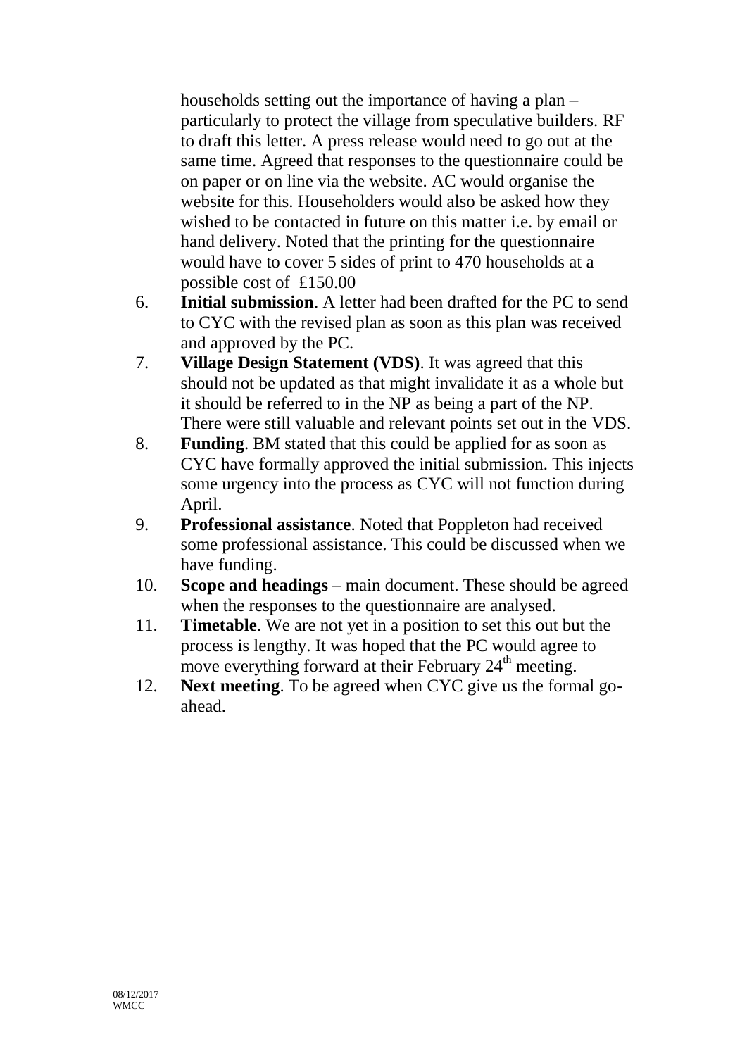households setting out the importance of having a plan – particularly to protect the village from speculative builders. RF to draft this letter. A press release would need to go out at the same time. Agreed that responses to the questionnaire could be on paper or on line via the website. AC would organise the website for this. Householders would also be asked how they wished to be contacted in future on this matter i.e. by email or hand delivery. Noted that the printing for the questionnaire would have to cover 5 sides of print to 470 households at a possible cost of £150.00

6. **Initial submission**. A letter had been drafted for the PC to send to CYC with the revised plan as soon as this plan was received and approved by the PC.
7. **Village Design Statement (VDS)**. It was agreed that this should not be updated as that might invalidate it as a whole but it should be referred to in the NP as being a part of the NP. There were still valuable and relevant points set out in the VDS.
8. **Funding**. BM stated that this could be applied for as soon as CYC have formally approved the initial submission. This injects some urgency into the process as CYC will not function during April.
9. **Professional assistance**. Noted that Poppleton had received some professional assistance. This could be discussed when we have funding.
10. **Scope and headings** – main document. These should be agreed when the responses to the questionnaire are analysed.
11. **Timetable**. We are not yet in a position to set this out but the process is lengthy. It was hoped that the PC would agree to move everything forward at their February 24th meeting.
12. **Next meeting**. To be agreed when CYC give us the formal go-ahead.